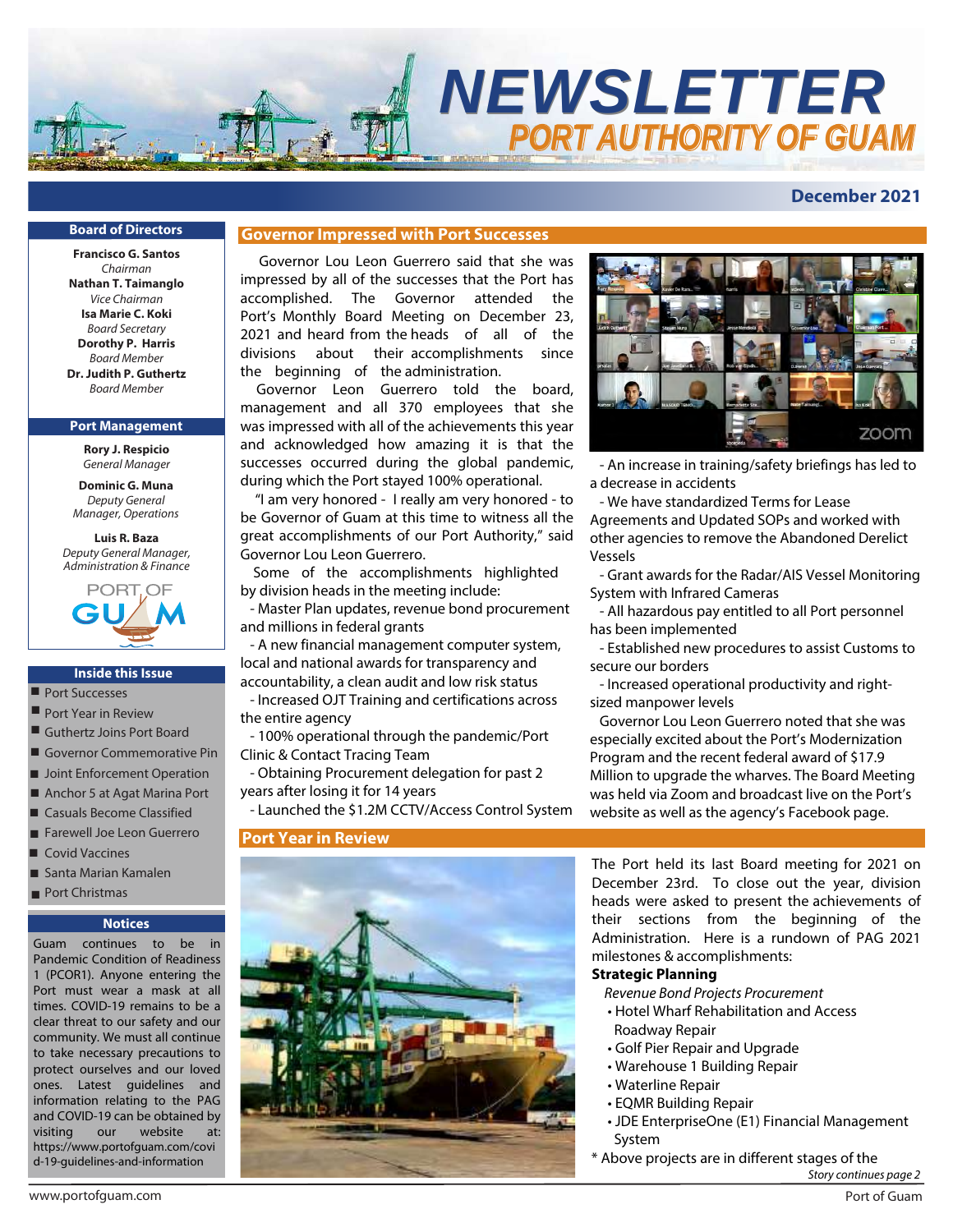# NEWSLETTER

## PORT AUTHORITY OF GUAM

**December 2021**

### Board of Directors

**Francisco G. Santos**
*Chairman*
**Nathan T. Taimanglo**
*Vice Chairman*
**Isa Marie C. Koki**
*Board Secretary*
**Dorothy P. Harris**
*Board Member*
**Dr. Judith P. Guthertz**
*Board Member*

### Port Management

**Rory J. Respicio**
*General Manager*

**Dominic G. Muna**
*Deputy General Manager, Operations*

**Luis R. Baza**
*Deputy General Manager, Administration & Finance*

### Inside this Issue

- Port Successes
- Port Year in Review
- Guthertz Joins Port Board
- Governor Commemorative Pin
- Joint Enforcement Operation
- Anchor 5 at Agat Marina Port
- Casuals Become Classified
- Farewell Joe Leon Guerrero
- Covid Vaccines
- Santa Marian Kamalen
- Port Christmas

### Notices

Guam continues to be in Pandemic Condition of Readiness 1 (PCOR1). Anyone entering the Port must wear a mask at all times. COVID-19 remains to be a clear threat to our safety and our community. We must all continue to take necessary precautions to protect ourselves and our loved ones. Latest guidelines and information relating to the PAG and COVID-19 can be obtained by visiting our website at: https://www.portofguam.com/covid-19-guidelines-and-information

## Governor Impressed with Port Successes

Governor Lou Leon Guerrero said that she was impressed by all of the successes that the Port has accomplished. The Governor attended the Port's Monthly Board Meeting on December 23, 2021 and heard from the heads of all of the divisions about their accomplishments since the beginning of the administration.

Governor Leon Guerrero told the board, management and all 370 employees that she was impressed with all of the achievements this year and acknowledged how amazing it is that the successes occurred during the global pandemic, during which the Port stayed 100% operational.

"I am very honored - I really am very honored - to be Governor of Guam at this time to witness all the great accomplishments of our Port Authority," said Governor Lou Leon Guerrero.

Some of the accomplishments highlighted by division heads in the meeting include:

- Master Plan updates, revenue bond procurement and millions in federal grants
- A new financial management computer system, local and national awards for transparency and accountability, a clean audit and low risk status
- Increased OJT Training and certifications across the entire agency
- 100% operational through the pandemic/Port Clinic & Contact Tracing Team
- Obtaining Procurement delegation for past 2 years after losing it for 14 years
- Launched the $1.2M CCTV/Access Control System
- An increase in training/safety briefings has led to a decrease in accidents
- We have standardized Terms for Lease Agreements and Updated SOPs and worked with other agencies to remove the Abandoned Derelict Vessels
- Grant awards for the Radar/AIS Vessel Monitoring System with Infrared Cameras
- All hazardous pay entitled to all Port personnel has been implemented
- Established new procedures to assist Customs to secure our borders
- Increased operational productivity and right-sized manpower levels

Governor Lou Leon Guerrero noted that she was especially excited about the Port's Modernization Program and the recent federal award of $17.9 Million to upgrade the wharves. The Board Meeting was held via Zoom and broadcast live on the Port's website as well as the agency's Facebook page.

## Port Year in Review

The Port held its last Board meeting for 2021 on December 23rd. To close out the year, division heads were asked to present the achievements of their sections from the beginning of the Administration. Here is a rundown of PAG 2021 milestones & accomplishments:

**Strategic Planning**

*Revenue Bond Projects Procurement*

- Hotel Wharf Rehabilitation and Access Roadway Repair
- Golf Pier Repair and Upgrade
- Warehouse 1 Building Repair
- Waterline Repair
- EQMR Building Repair
- JDE EnterpriseOne (E1) Financial Management System

\* Above projects are in different stages of the

*Story continues page 2*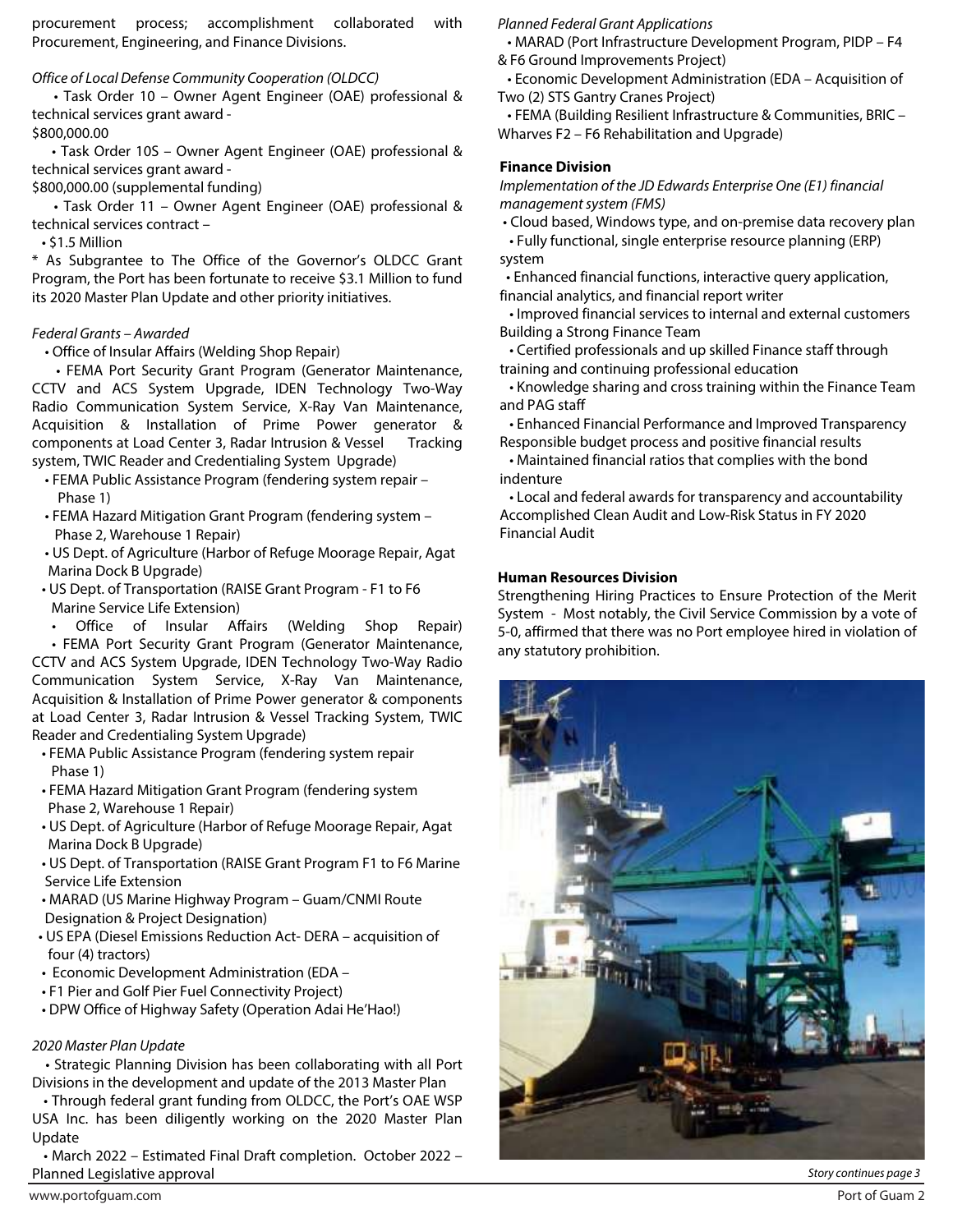procurement process; accomplishment collaborated with Procurement, Engineering, and Finance Divisions.

*Office of Local Defense Community Cooperation (OLDCC)*

- Task Order 10 – Owner Agent Engineer (OAE) professional & technical services grant award - $800,000.00
- Task Order 10S – Owner Agent Engineer (OAE) professional & technical services grant award - $800,000.00 (supplemental funding)
- Task Order 11 – Owner Agent Engineer (OAE) professional & technical services contract –
- $1.5 Million

* As Subgrantee to The Office of the Governor's OLDCC Grant Program, the Port has been fortunate to receive $3.1 Million to fund its 2020 Master Plan Update and other priority initiatives.

*Federal Grants – Awarded*

- Office of Insular Affairs (Welding Shop Repair)
- FEMA Port Security Grant Program (Generator Maintenance, CCTV and ACS System Upgrade, IDEN Technology Two-Way Radio Communication System Service, X-Ray Van Maintenance, Acquisition & Installation of Prime Power generator & components at Load Center 3, Radar Intrusion & Vessel Tracking system, TWIC Reader and Credentialing System Upgrade)
- FEMA Public Assistance Program (fendering system repair – Phase 1)
- FEMA Hazard Mitigation Grant Program (fendering system – Phase 2, Warehouse 1 Repair)
- US Dept. of Agriculture (Harbor of Refuge Moorage Repair, Agat Marina Dock B Upgrade)
- US Dept. of Transportation (RAISE Grant Program - F1 to F6 Marine Service Life Extension)
- Office of Insular Affairs (Welding Shop Repair)
- FEMA Port Security Grant Program (Generator Maintenance, CCTV and ACS System Upgrade, IDEN Technology Two-Way Radio Communication System Service, X-Ray Van Maintenance, Acquisition & Installation of Prime Power generator & components at Load Center 3, Radar Intrusion & Vessel Tracking System, TWIC Reader and Credentialing System Upgrade)
- FEMA Public Assistance Program (fendering system repair Phase 1)
- FEMA Hazard Mitigation Grant Program (fendering system Phase 2, Warehouse 1 Repair)
- US Dept. of Agriculture (Harbor of Refuge Moorage Repair, Agat Marina Dock B Upgrade)
- US Dept. of Transportation (RAISE Grant Program F1 to F6 Marine Service Life Extension
- MARAD (US Marine Highway Program – Guam/CNMI Route Designation & Project Designation)
- US EPA (Diesel Emissions Reduction Act- DERA – acquisition of four (4) tractors)
- Economic Development Administration (EDA –
- F1 Pier and Golf Pier Fuel Connectivity Project)
- DPW Office of Highway Safety (Operation Adai He'Hao!)

*2020 Master Plan Update*

- Strategic Planning Division has been collaborating with all Port Divisions in the development and update of the 2013 Master Plan
- Through federal grant funding from OLDCC, the Port's OAE WSP USA Inc. has been diligently working on the 2020 Master Plan Update
- March 2022 – Estimated Final Draft completion. October 2022 – Planned Legislative approval

*Planned Federal Grant Applications*

- MARAD (Port Infrastructure Development Program, PIDP – F4 & F6 Ground Improvements Project)
- Economic Development Administration (EDA – Acquisition of Two (2) STS Gantry Cranes Project)
- FEMA (Building Resilient Infrastructure & Communities, BRIC – Wharves F2 – F6 Rehabilitation and Upgrade)

**Finance Division**

*Implementation of the JD Edwards Enterprise One (E1) financial management system (FMS)*

- Cloud based, Windows type, and on-premise data recovery plan
- Fully functional, single enterprise resource planning (ERP) system
- Enhanced financial functions, interactive query application, financial analytics, and financial report writer
- Improved financial services to internal and external customers

Building a Strong Finance Team

- Certified professionals and up skilled Finance staff through training and continuing professional education
- Knowledge sharing and cross training within the Finance Team and PAG staff
- Enhanced Financial Performance and Improved Transparency

Responsible budget process and positive financial results

- Maintained financial ratios that complies with the bond indenture
- Local and federal awards for transparency and accountability

Accomplished Clean Audit and Low-Risk Status in FY 2020 Financial Audit

**Human Resources Division**

Strengthening Hiring Practices to Ensure Protection of the Merit System - Most notably, the Civil Service Commission by a vote of 5-0, affirmed that there was no Port employee hired in violation of any statutory prohibition.

*Story continues page 3*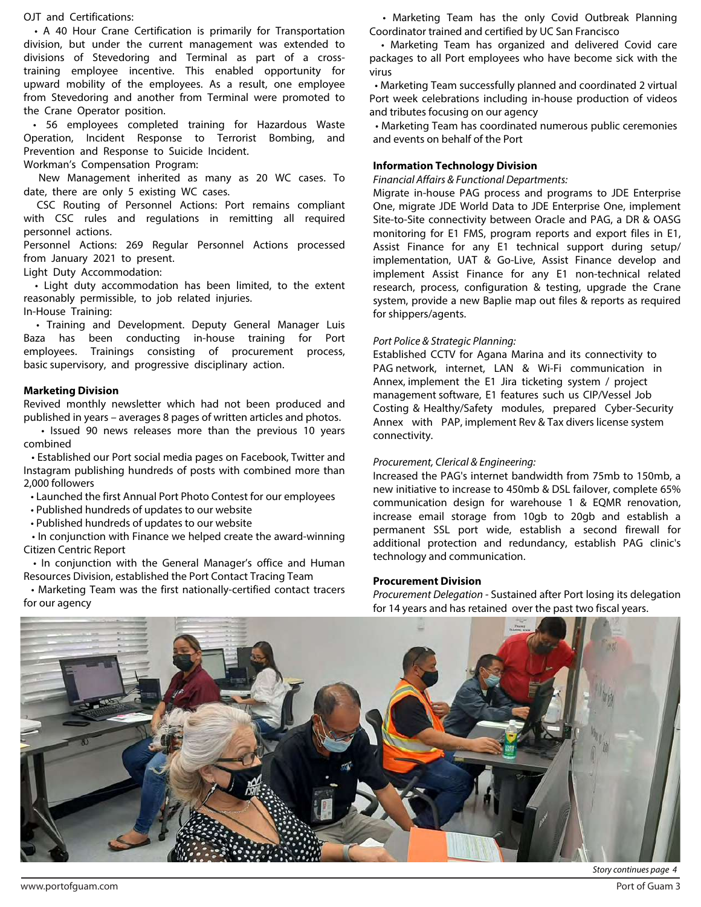OJT and Certifications:

- A 40 Hour Crane Certification is primarily for Transportation division, but under the current management was extended to divisions of Stevedoring and Terminal as part of a cross-training employee incentive. This enabled opportunity for upward mobility of the employees. As a result, one employee from Stevedoring and another from Terminal were promoted to the Crane Operator position.
- 56 employees completed training for Hazardous Waste Operation, Incident Response to Terrorist Bombing, and Prevention and Response to Suicide Incident.

Workman's Compensation Program:

New Management inherited as many as 20 WC cases. To date, there are only 5 existing WC cases.

CSC Routing of Personnel Actions: Port remains compliant with CSC rules and regulations in remitting all required personnel actions.

Personnel Actions: 269 Regular Personnel Actions processed from January 2021 to present.

Light Duty Accommodation:

- Light duty accommodation has been limited, to the extent reasonably permissible, to job related injuries.

In-House Training:

- Training and Development. Deputy General Manager Luis Baza has been conducting in-house training for Port employees. Trainings consisting of procurement process, basic supervisory, and progressive disciplinary action.

**Marketing Division**

Revived monthly newsletter which had not been produced and published in years – averages 8 pages of written articles and photos.

- Issued 90 news releases more than the previous 10 years combined
- Established our Port social media pages on Facebook, Twitter and Instagram publishing hundreds of posts with combined more than 2,000 followers
- Launched the first Annual Port Photo Contest for our employees
- Published hundreds of updates to our website
- Published hundreds of updates to our website
- In conjunction with Finance we helped create the award-winning Citizen Centric Report
- In conjunction with the General Manager's office and Human Resources Division, established the Port Contact Tracing Team
- Marketing Team was the first nationally-certified contact tracers for our agency
- Marketing Team has the only Covid Outbreak Planning Coordinator trained and certified by UC San Francisco
- Marketing Team has organized and delivered Covid care packages to all Port employees who have become sick with the virus
- Marketing Team successfully planned and coordinated 2 virtual Port week celebrations including in-house production of videos and tributes focusing on our agency
- Marketing Team has coordinated numerous public ceremonies and events on behalf of the Port

**Information Technology Division**

*Financial Affairs & Functional Departments:*

Migrate in-house PAG process and programs to JDE Enterprise One, migrate JDE World Data to JDE Enterprise One, implement Site-to-Site connectivity between Oracle and PAG, a DR & OASG monitoring for E1 FMS, program reports and export files in E1, Assist Finance for any E1 technical support during setup/implementation, UAT & Go-Live, Assist Finance develop and implement Assist Finance for any E1 non-technical related research, process, configuration & testing, upgrade the Crane system, provide a new Baplie map out files & reports as required for shippers/agents.

*Port Police & Strategic Planning:*

Established CCTV for Agana Marina and its connectivity to PAG network, internet, LAN & Wi-Fi communication in Annex, implement the E1 Jira ticketing system / project management software, E1 features such us CIP/Vessel Job Costing & Healthy/Safety modules, prepared Cyber-Security Annex with PAP, implement Rev & Tax divers license system connectivity.

*Procurement, Clerical & Engineering:*

Increased the PAG's internet bandwidth from 75mb to 150mb, a new initiative to increase to 450mb & DSL failover, complete 65% communication design for warehouse 1 & EQMR renovation, increase email storage from 10gb to 20gb and establish a permanent SSL port wide, establish a second firewall for additional protection and redundancy, establish PAG clinic's technology and communication.

**Procurement Division**

*Procurement Delegation* - Sustained after Port losing its delegation for 14 years and has retained over the past two fiscal years.

*Story continues page 4*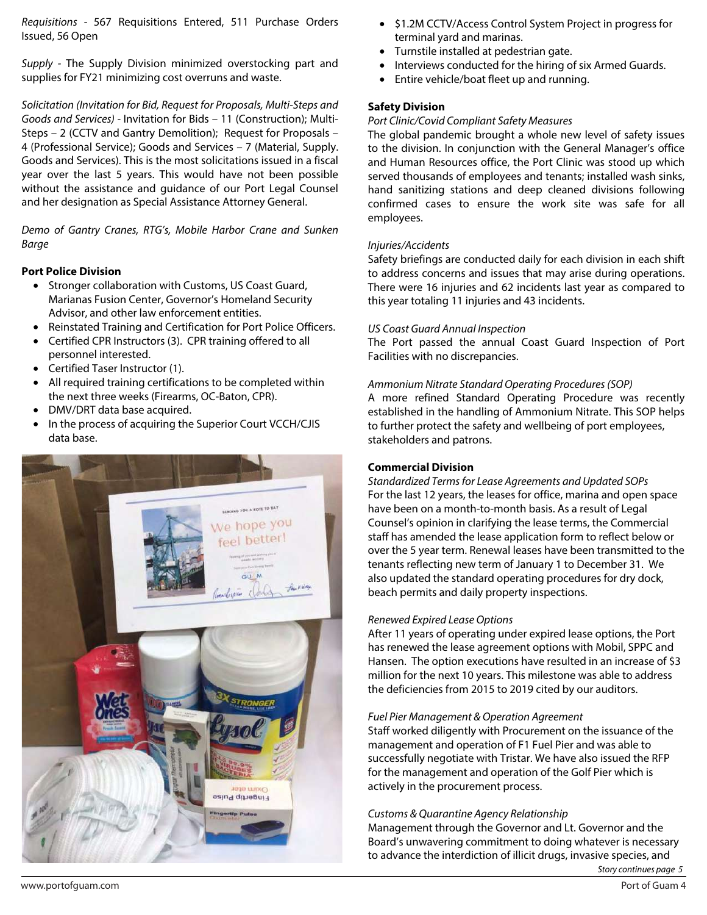*Requisitions* - 567 Requisitions Entered, 511 Purchase Orders Issued, 56 Open

*Supply* - The Supply Division minimized overstocking part and supplies for FY21 minimizing cost overruns and waste.

*Solicitation (Invitation for Bid, Request for Proposals, Multi-Steps and Goods and Services)* - Invitation for Bids – 11 (Construction); Multi-Steps – 2 (CCTV and Gantry Demolition); Request for Proposals – 4 (Professional Service); Goods and Services – 7 (Material, Supply. Goods and Services). This is the most solicitations issued in a fiscal year over the last 5 years. This would have not been possible without the assistance and guidance of our Port Legal Counsel and her designation as Special Assistance Attorney General.

*Demo of Gantry Cranes, RTG's, Mobile Harbor Crane and Sunken Barge*

**Port Police Division**

- Stronger collaboration with Customs, US Coast Guard, Marianas Fusion Center, Governor's Homeland Security Advisor, and other law enforcement entities.
- Reinstated Training and Certification for Port Police Officers.
- Certified CPR Instructors (3). CPR training offered to all personnel interested.
- Certified Taser Instructor (1).
- All required training certifications to be completed within the next three weeks (Firearms, OC-Baton, CPR).
- DMV/DRT data base acquired.
- In the process of acquiring the Superior Court VCCH/CJIS data base.
- $1.2M CCTV/Access Control System Project in progress for terminal yard and marinas.
- Turnstile installed at pedestrian gate.
- Interviews conducted for the hiring of six Armed Guards.
- Entire vehicle/boat fleet up and running.

**Safety Division**

*Port Clinic/Covid Compliant Safety Measures*

The global pandemic brought a whole new level of safety issues to the division. In conjunction with the General Manager's office and Human Resources office, the Port Clinic was stood up which served thousands of employees and tenants; installed wash sinks, hand sanitizing stations and deep cleaned divisions following confirmed cases to ensure the work site was safe for all employees.

*Injuries/Accidents*

Safety briefings are conducted daily for each division in each shift to address concerns and issues that may arise during operations. There were 16 injuries and 62 incidents last year as compared to this year totaling 11 injuries and 43 incidents.

*US Coast Guard Annual Inspection*

The Port passed the annual Coast Guard Inspection of Port Facilities with no discrepancies.

*Ammonium Nitrate Standard Operating Procedures (SOP)*

A more refined Standard Operating Procedure was recently established in the handling of Ammonium Nitrate. This SOP helps to further protect the safety and wellbeing of port employees, stakeholders and patrons.

**Commercial Division**

*Standardized Terms for Lease Agreements and Updated SOPs*

For the last 12 years, the leases for office, marina and open space have been on a month-to-month basis. As a result of Legal Counsel's opinion in clarifying the lease terms, the Commercial staff has amended the lease application form to reflect below or over the 5 year term. Renewal leases have been transmitted to the tenants reflecting new term of January 1 to December 31. We also updated the standard operating procedures for dry dock, beach permits and daily property inspections.

*Renewed Expired Lease Options*

After 11 years of operating under expired lease options, the Port has renewed the lease agreement options with Mobil, SPPC and Hansen. The option executions have resulted in an increase of $3 million for the next 10 years. This milestone was able to address the deficiencies from 2015 to 2019 cited by our auditors.

*Fuel Pier Management & Operation Agreement*

Staff worked diligently with Procurement on the issuance of the management and operation of F1 Fuel Pier and was able to successfully negotiate with Tristar. We have also issued the RFP for the management and operation of the Golf Pier which is actively in the procurement process.

*Customs & Quarantine Agency Relationship*

Management through the Governor and Lt. Governor and the Board's unwavering commitment to doing whatever is necessary to advance the interdiction of illicit drugs, invasive species, and

*Story continues page 5*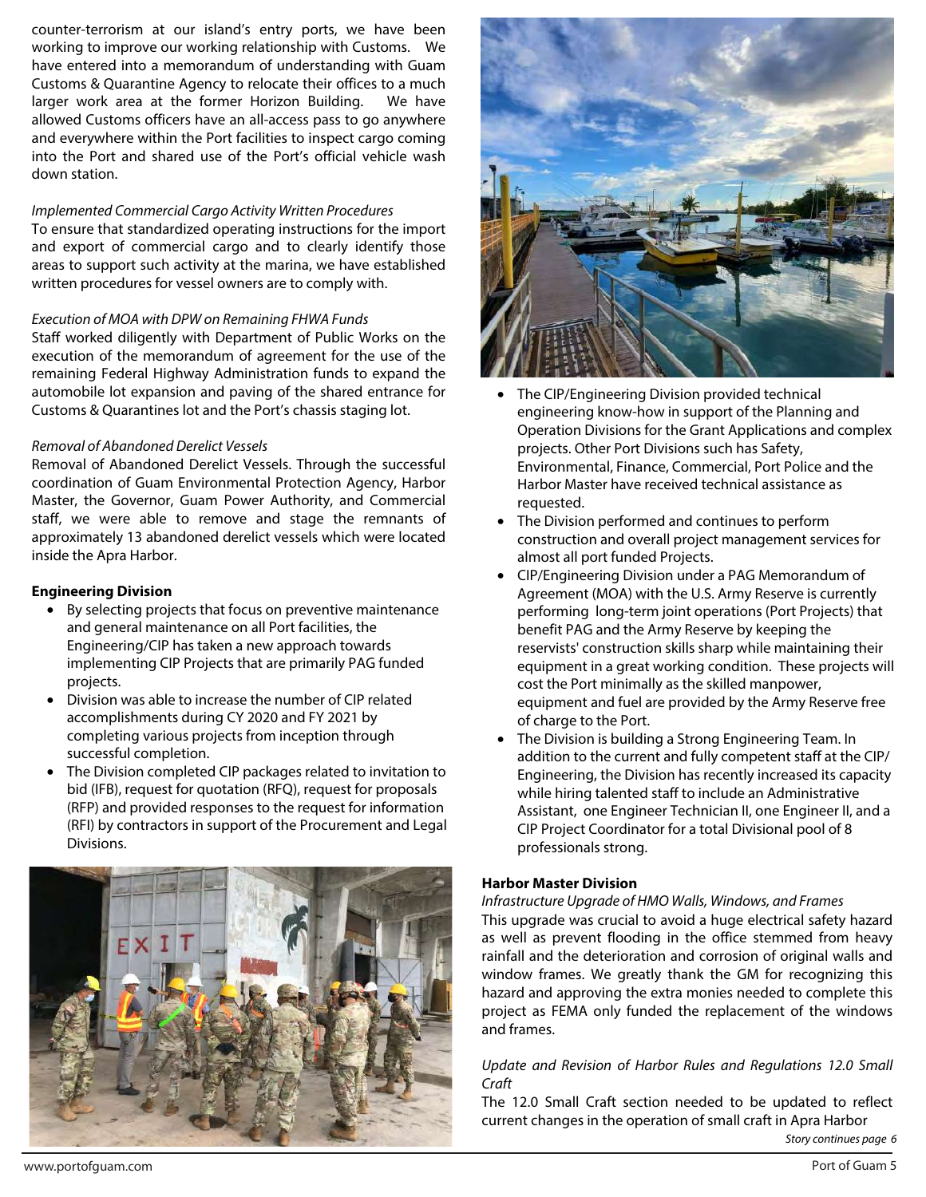counter-terrorism at our island's entry ports, we have been working to improve our working relationship with Customs. We have entered into a memorandum of understanding with Guam Customs & Quarantine Agency to relocate their offices to a much larger work area at the former Horizon Building. We have allowed Customs officers have an all-access pass to go anywhere and everywhere within the Port facilities to inspect cargo coming into the Port and shared use of the Port's official vehicle wash down station.

*Implemented Commercial Cargo Activity Written Procedures*

To ensure that standardized operating instructions for the import and export of commercial cargo and to clearly identify those areas to support such activity at the marina, we have established written procedures for vessel owners are to comply with.

*Execution of MOA with DPW on Remaining FHWA Funds*

Staff worked diligently with Department of Public Works on the execution of the memorandum of agreement for the use of the remaining Federal Highway Administration funds to expand the automobile lot expansion and paving of the shared entrance for Customs & Quarantines lot and the Port's chassis staging lot.

*Removal of Abandoned Derelict Vessels*

Removal of Abandoned Derelict Vessels. Through the successful coordination of Guam Environmental Protection Agency, Harbor Master, the Governor, Guam Power Authority, and Commercial staff, we were able to remove and stage the remnants of approximately 13 abandoned derelict vessels which were located inside the Apra Harbor.

**Engineering Division**

- By selecting projects that focus on preventive maintenance and general maintenance on all Port facilities, the Engineering/CIP has taken a new approach towards implementing CIP Projects that are primarily PAG funded projects.
- Division was able to increase the number of CIP related accomplishments during CY 2020 and FY 2021 by completing various projects from inception through successful completion.
- The Division completed CIP packages related to invitation to bid (IFB), request for quotation (RFQ), request for proposals (RFP) and provided responses to the request for information (RFI) by contractors in support of the Procurement and Legal Divisions.
- The CIP/Engineering Division provided technical engineering know-how in support of the Planning and Operation Divisions for the Grant Applications and complex projects. Other Port Divisions such has Safety, Environmental, Finance, Commercial, Port Police and the Harbor Master have received technical assistance as requested.
- The Division performed and continues to perform construction and overall project management services for almost all port funded Projects.
- CIP/Engineering Division under a PAG Memorandum of Agreement (MOA) with the U.S. Army Reserve is currently performing long-term joint operations (Port Projects) that benefit PAG and the Army Reserve by keeping the reservists' construction skills sharp while maintaining their equipment in a great working condition. These projects will cost the Port minimally as the skilled manpower, equipment and fuel are provided by the Army Reserve free of charge to the Port.
- The Division is building a Strong Engineering Team. In addition to the current and fully competent staff at the CIP/ Engineering, the Division has recently increased its capacity while hiring talented staff to include an Administrative Assistant, one Engineer Technician II, one Engineer II, and a CIP Project Coordinator for a total Divisional pool of 8 professionals strong.

**Harbor Master Division**

*Infrastructure Upgrade of HMO Walls, Windows, and Frames*

This upgrade was crucial to avoid a huge electrical safety hazard as well as prevent flooding in the office stemmed from heavy rainfall and the deterioration and corrosion of original walls and window frames. We greatly thank the GM for recognizing this hazard and approving the extra monies needed to complete this project as FEMA only funded the replacement of the windows and frames.

*Update and Revision of Harbor Rules and Regulations 12.0 Small Craft*

The 12.0 Small Craft section needed to be updated to reflect current changes in the operation of small craft in Apra Harbor

*Story continues page 6*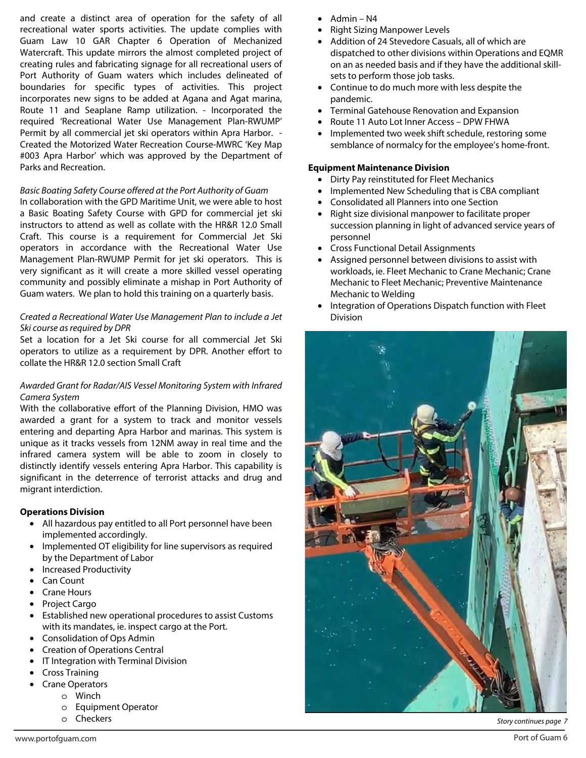and create a distinct area of operation for the safety of all recreational water sports activities. The update complies with Guam Law 10 GAR Chapter 6 Operation of Mechanized Watercraft. This update mirrors the almost completed project of creating rules and fabricating signage for all recreational users of Port Authority of Guam waters which includes delineated of boundaries for specific types of activities. This project incorporates new signs to be added at Agana and Agat marina, Route 11 and Seaplane Ramp utilization. - Incorporated the required 'Recreational Water Use Management Plan-RWUMP' Permit by all commercial jet ski operators within Apra Harbor. - Created the Motorized Water Recreation Course-MWRC 'Key Map #003 Apra Harbor' which was approved by the Department of Parks and Recreation.

*Basic Boating Safety Course offered at the Port Authority of Guam*

In collaboration with the GPD Maritime Unit, we were able to host a Basic Boating Safety Course with GPD for commercial jet ski instructors to attend as well as collate with the HR&R 12.0 Small Craft. This course is a requirement for Commercial Jet Ski operators in accordance with the Recreational Water Use Management Plan-RWUMP Permit for jet ski operators. This is very significant as it will create a more skilled vessel operating community and possibly eliminate a mishap in Port Authority of Guam waters. We plan to hold this training on a quarterly basis.

*Created a Recreational Water Use Management Plan to include a Jet Ski course as required by DPR*

Set a location for a Jet Ski course for all commercial Jet Ski operators to utilize as a requirement by DPR. Another effort to collate the HR&R 12.0 section Small Craft

*Awarded Grant for Radar/AIS Vessel Monitoring System with Infrared Camera System*

With the collaborative effort of the Planning Division, HMO was awarded a grant for a system to track and monitor vessels entering and departing Apra Harbor and marinas. This system is unique as it tracks vessels from 12NM away in real time and the infrared camera system will be able to zoom in closely to distinctly identify vessels entering Apra Harbor. This capability is significant in the deterrence of terrorist attacks and drug and migrant interdiction.

**Operations Division**

- All hazardous pay entitled to all Port personnel have been implemented accordingly.
- Implemented OT eligibility for line supervisors as required by the Department of Labor
- Increased Productivity
- Can Count
- Crane Hours
- Project Cargo
- Established new operational procedures to assist Customs with its mandates, ie. inspect cargo at the Port.
- Consolidation of Ops Admin
- Creation of Operations Central
- IT Integration with Terminal Division
- Cross Training
- Crane Operators
  - Winch
  - Equipment Operator
  - Checkers
- Admin – N4
- Right Sizing Manpower Levels
- Addition of 24 Stevedore Casuals, all of which are dispatched to other divisions within Operations and EQMR on an as needed basis and if they have the additional skill-sets to perform those job tasks.
- Continue to do much more with less despite the pandemic.
- Terminal Gatehouse Renovation and Expansion
- Route 11 Auto Lot Inner Access – DPW FHWA
- Implemented two week shift schedule, restoring some semblance of normalcy for the employee's home-front.

**Equipment Maintenance Division**

- Dirty Pay reinstituted for Fleet Mechanics
- Implemented New Scheduling that is CBA compliant
- Consolidated all Planners into one Section
- Right size divisional manpower to facilitate proper succession planning in light of advanced service years of personnel
- Cross Functional Detail Assignments
- Assigned personnel between divisions to assist with workloads, ie. Fleet Mechanic to Crane Mechanic; Crane Mechanic to Fleet Mechanic; Preventive Maintenance Mechanic to Welding
- Integration of Operations Dispatch function with Fleet Division

*Story continues page 7*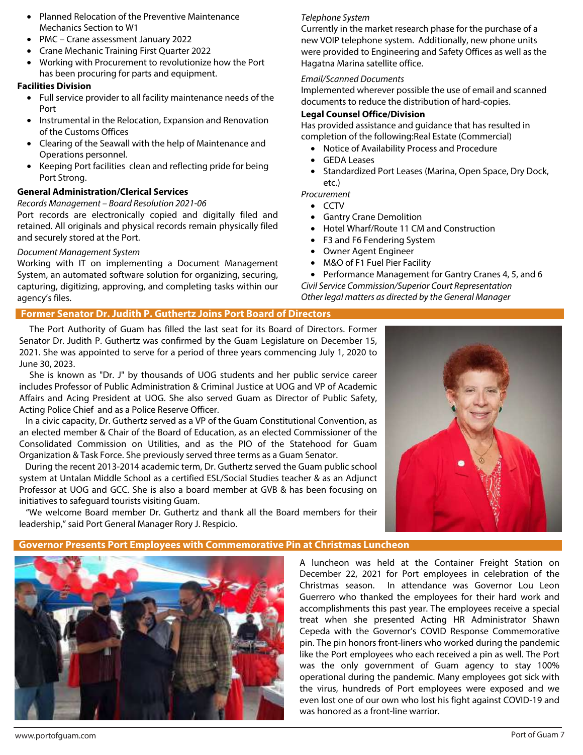- Planned Relocation of the Preventive Maintenance Mechanics Section to W1
- PMC – Crane assessment January 2022
- Crane Mechanic Training First Quarter 2022
- Working with Procurement to revolutionize how the Port has been procuring for parts and equipment.

**Facilities Division**

- Full service provider to all facility maintenance needs of the Port
- Instrumental in the Relocation, Expansion and Renovation of the Customs Offices
- Clearing of the Seawall with the help of Maintenance and Operations personnel.
- Keeping Port facilities clean and reflecting pride for being Port Strong.

**General Administration/Clerical Services**

*Records Management – Board Resolution 2021-06*

Port records are electronically copied and digitally filed and retained. All originals and physical records remain physically filed and securely stored at the Port.

*Document Management System*

Working with IT on implementing a Document Management System, an automated software solution for organizing, securing, capturing, digitizing, approving, and completing tasks within our agency's files.

*Telephone System*

Currently in the market research phase for the purchase of a new VOIP telephone system. Additionally, new phone units were provided to Engineering and Safety Offices as well as the Hagatna Marina satellite office.

*Email/Scanned Documents*

Implemented wherever possible the use of email and scanned documents to reduce the distribution of hard-copies.

**Legal Counsel Office/Division**

Has provided assistance and guidance that has resulted in completion of the following:Real Estate (Commercial)

- Notice of Availability Process and Procedure
- GEDA Leases
- Standardized Port Leases (Marina, Open Space, Dry Dock, etc.)

*Procurement*

- CCTV
- Gantry Crane Demolition
- Hotel Wharf/Route 11 CM and Construction
- F3 and F6 Fendering System
- Owner Agent Engineer
- M&O of F1 Fuel Pier Facility
- Performance Management for Gantry Cranes 4, 5, and 6

*Civil Service Commission/Superior Court Representation*

*Other legal matters as directed by the General Manager*

## Former Senator Dr. Judith P. Guthertz Joins Port Board of Directors

The Port Authority of Guam has filled the last seat for its Board of Directors. Former Senator Dr. Judith P. Guthertz was confirmed by the Guam Legislature on December 15, 2021. She was appointed to serve for a period of three years commencing July 1, 2020 to June 30, 2023.

She is known as "Dr. J" by thousands of UOG students and her public service career includes Professor of Public Administration & Criminal Justice at UOG and VP of Academic Affairs and Acing President at UOG. She also served Guam as Director of Public Safety, Acting Police Chief and as a Police Reserve Officer.

In a civic capacity, Dr. Guthertz served as a VP of the Guam Constitutional Convention, as an elected member & Chair of the Board of Education, as an elected Commissioner of the Consolidated Commission on Utilities, and as the PIO of the Statehood for Guam Organization & Task Force. She previously served three terms as a Guam Senator.

During the recent 2013-2014 academic term, Dr. Guthertz served the Guam public school system at Untalan Middle School as a certified ESL/Social Studies teacher & as an Adjunct Professor at UOG and GCC. She is also a board member at GVB & has been focusing on initiatives to safeguard tourists visiting Guam.

"We welcome Board member Dr. Guthertz and thank all the Board members for their leadership," said Port General Manager Rory J. Respicio.

## Governor Presents Port Employees with Commemorative Pin at Christmas Luncheon

A luncheon was held at the Container Freight Station on December 22, 2021 for Port employees in celebration of the Christmas season. In attendance was Governor Lou Leon Guerrero who thanked the employees for their hard work and accomplishments this past year. The employees receive a special treat when she presented Acting HR Administrator Shawn Cepeda with the Governor's COVID Response Commemorative pin. The pin honors front-liners who worked during the pandemic like the Port employees who each received a pin as well. The Port was the only government of Guam agency to stay 100% operational during the pandemic. Many employees got sick with the virus, hundreds of Port employees were exposed and we even lost one of our own who lost his fight against COVID-19 and was honored as a front-line warrior.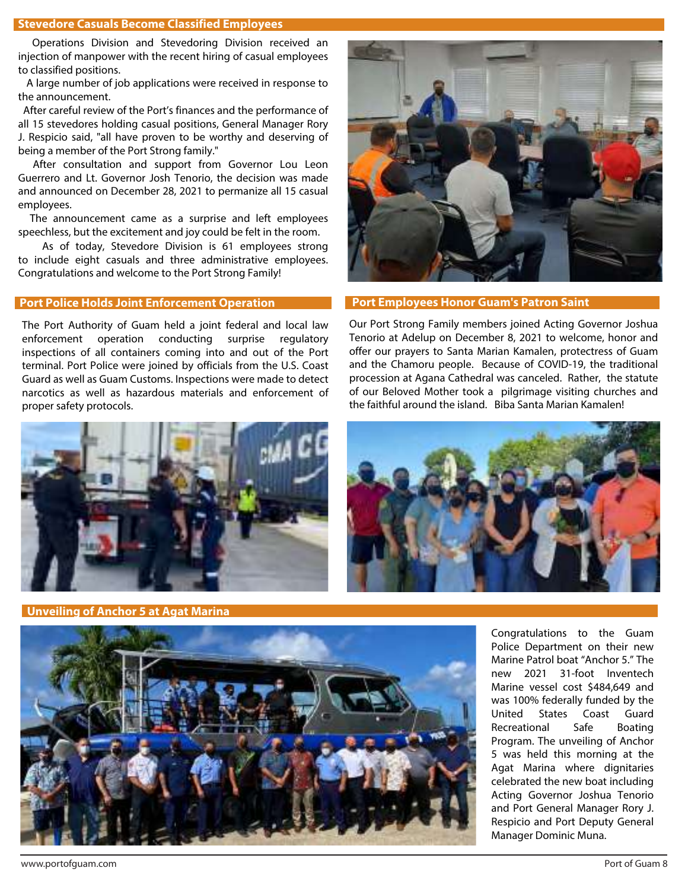## Stevedore Casuals Become Classified Employees

Operations Division and Stevedoring Division received an injection of manpower with the recent hiring of casual employees to classified positions.

A large number of job applications were received in response to the announcement.

After careful review of the Port's finances and the performance of all 15 stevedores holding casual positions, General Manager Rory J. Respicio said, "all have proven to be worthy and deserving of being a member of the Port Strong family."

After consultation and support from Governor Lou Leon Guerrero and Lt. Governor Josh Tenorio, the decision was made and announced on December 28, 2021 to permanize all 15 casual employees.

The announcement came as a surprise and left employees speechless, but the excitement and joy could be felt in the room.

As of today, Stevedore Division is 61 employees strong to include eight casuals and three administrative employees. Congratulations and welcome to the Port Strong Family!

## Port Police Holds Joint Enforcement Operation

The Port Authority of Guam held a joint federal and local law enforcement operation conducting surprise regulatory inspections of all containers coming into and out of the Port terminal. Port Police were joined by officials from the U.S. Coast Guard as well as Guam Customs. Inspections were made to detect narcotics as well as hazardous materials and enforcement of proper safety protocols.

## Port Employees Honor Guam's Patron Saint

Our Port Strong Family members joined Acting Governor Joshua Tenorio at Adelup on December 8, 2021 to welcome, honor and offer our prayers to Santa Marian Kamalen, protectress of Guam and the Chamoru people. Because of COVID-19, the traditional procession at Agana Cathedral was canceled. Rather, the statute of our Beloved Mother took a pilgrimage visiting churches and the faithful around the island. Biba Santa Marian Kamalen!

## Unveiling of Anchor 5 at Agat Marina

Congratulations to the Guam Police Department on their new Marine Patrol boat "Anchor 5." The new 2021 31-foot Inventech Marine vessel cost $484,649 and was 100% federally funded by the United States Coast Guard Recreational Safe Boating Program. The unveiling of Anchor 5 was held this morning at the Agat Marina where dignitaries celebrated the new boat including Acting Governor Joshua Tenorio and Port General Manager Rory J. Respicio and Port Deputy General Manager Dominic Muna.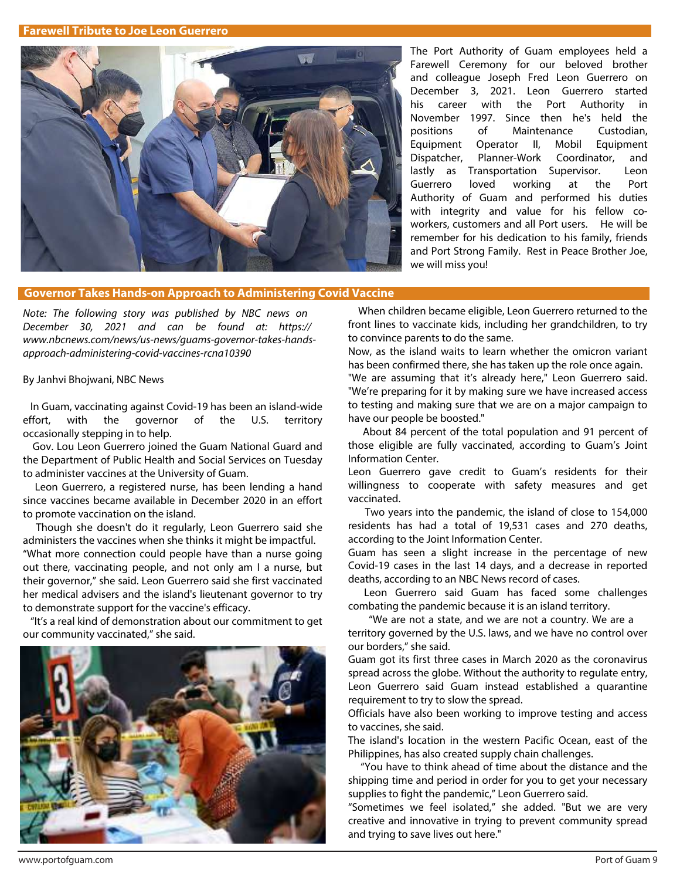## Farewell Tribute to Joe Leon Guerrero

The Port Authority of Guam employees held a Farewell Ceremony for our beloved brother and colleague Joseph Fred Leon Guerrero on December 3, 2021. Leon Guerrero started his career with the Port Authority in November 1997. Since then he's held the positions of Maintenance Custodian, Equipment Operator II, Mobil Equipment Dispatcher, Planner-Work Coordinator, and lastly as Transportation Supervisor. Leon Guerrero loved working at the Port Authority of Guam and performed his duties with integrity and value for his fellow co-workers, customers and all Port users. He will be remember for his dedication to his family, friends and Port Strong Family. Rest in Peace Brother Joe, we will miss you!

## Governor Takes Hands-on Approach to Administering Covid Vaccine

*Note: The following story was published by NBC news on December 30, 2021 and can be found at: https://www.nbcnews.com/news/us-news/guams-governor-takes-hands-approach-administering-covid-vaccines-rcna10390*

By Janhvi Bhojwani, NBC News

In Guam, vaccinating against Covid-19 has been an island-wide effort, with the governor of the U.S. territory occasionally stepping in to help.

Gov. Lou Leon Guerrero joined the Guam National Guard and the Department of Public Health and Social Services on Tuesday to administer vaccines at the University of Guam.

Leon Guerrero, a registered nurse, has been lending a hand since vaccines became available in December 2020 in an effort to promote vaccination on the island.

Though she doesn't do it regularly, Leon Guerrero said she administers the vaccines when she thinks it might be impactful.

"What more connection could people have than a nurse going out there, vaccinating people, and not only am I a nurse, but their governor," she said. Leon Guerrero said she first vaccinated her medical advisers and the island's lieutenant governor to try to demonstrate support for the vaccine's efficacy.

"It's a real kind of demonstration about our commitment to get our community vaccinated," she said.

When children became eligible, Leon Guerrero returned to the front lines to vaccinate kids, including her grandchildren, to try to convince parents to do the same.

Now, as the island waits to learn whether the omicron variant has been confirmed there, she has taken up the role once again.

"We are assuming that it's already here," Leon Guerrero said. "We're preparing for it by making sure we have increased access to testing and making sure that we are on a major campaign to have our people be boosted."

About 84 percent of the total population and 91 percent of those eligible are fully vaccinated, according to Guam's Joint Information Center.

Leon Guerrero gave credit to Guam's residents for their willingness to cooperate with safety measures and get vaccinated.

Two years into the pandemic, the island of close to 154,000 residents has had a total of 19,531 cases and 270 deaths, according to the Joint Information Center.

Guam has seen a slight increase in the percentage of new Covid-19 cases in the last 14 days, and a decrease in reported deaths, according to an NBC News record of cases.

Leon Guerrero said Guam has faced some challenges combating the pandemic because it is an island territory.

"We are not a state, and we are not a country. We are a territory governed by the U.S. laws, and we have no control over our borders," she said.

Guam got its first three cases in March 2020 as the coronavirus spread across the globe. Without the authority to regulate entry, Leon Guerrero said Guam instead established a quarantine requirement to try to slow the spread.

Officials have also been working to improve testing and access to vaccines, she said.

The island's location in the western Pacific Ocean, east of the Philippines, has also created supply chain challenges.

"You have to think ahead of time about the distance and the shipping time and period in order for you to get your necessary supplies to fight the pandemic," Leon Guerrero said.

"Sometimes we feel isolated," she added. "But we are very creative and innovative in trying to prevent community spread and trying to save lives out here."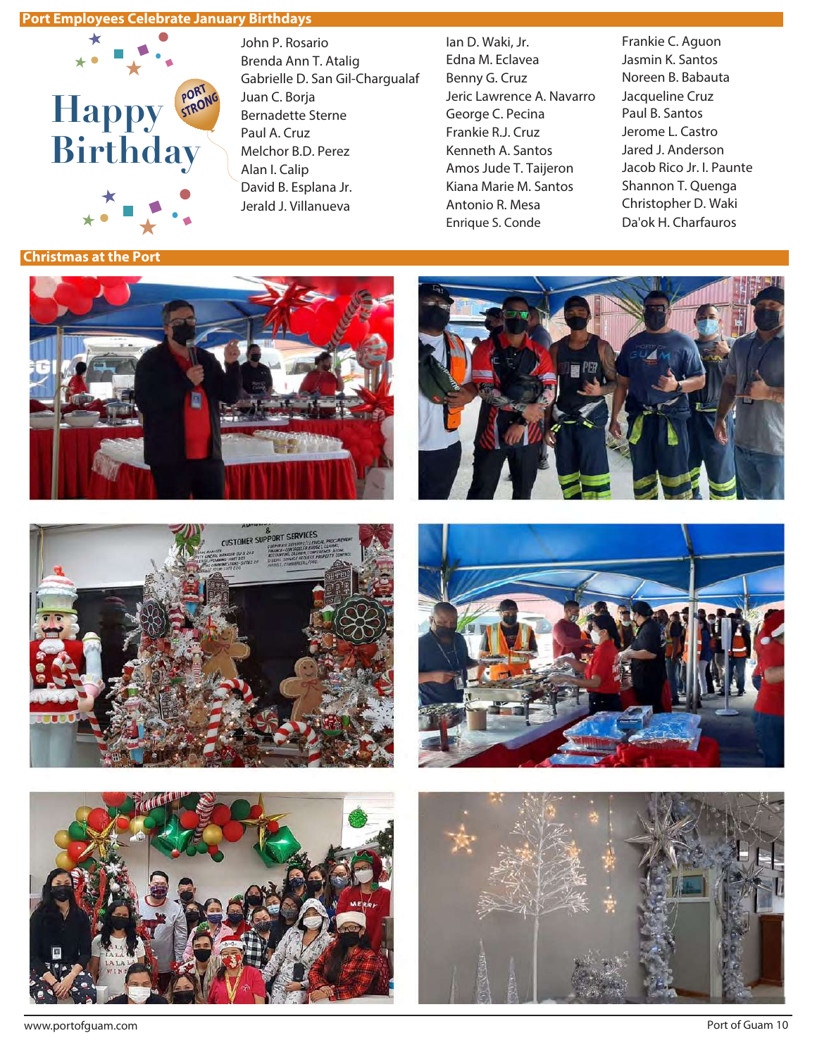## Port Employees Celebrate January Birthdays

Happy Birthday

PORT STRONG

John P. Rosario
Brenda Ann T. Atalig
Gabrielle D. San Gil-Chargualaf
Juan C. Borja
Bernadette Sterne
Paul A. Cruz
Melchor B.D. Perez
Alan I. Calip
David B. Esplana Jr.
Jerald J. Villanueva

Ian D. Waki, Jr.
Edna M. Eclavea
Benny G. Cruz
Jeric Lawrence A. Navarro
George C. Pecina
Frankie R.J. Cruz
Kenneth A. Santos
Amos Jude T. Taijeron
Kiana Marie M. Santos
Antonio R. Mesa
Enrique S. Conde

Frankie C. Aguon
Jasmin K. Santos
Noreen B. Babauta
Jacqueline Cruz
Paul B. Santos
Jerome L. Castro
Jared J. Anderson
Jacob Rico Jr. I. Paunte
Shannon T. Quenga
Christopher D. Waki
Da'ok H. Charfauros

## Christmas at the Port

www.portofguam.com